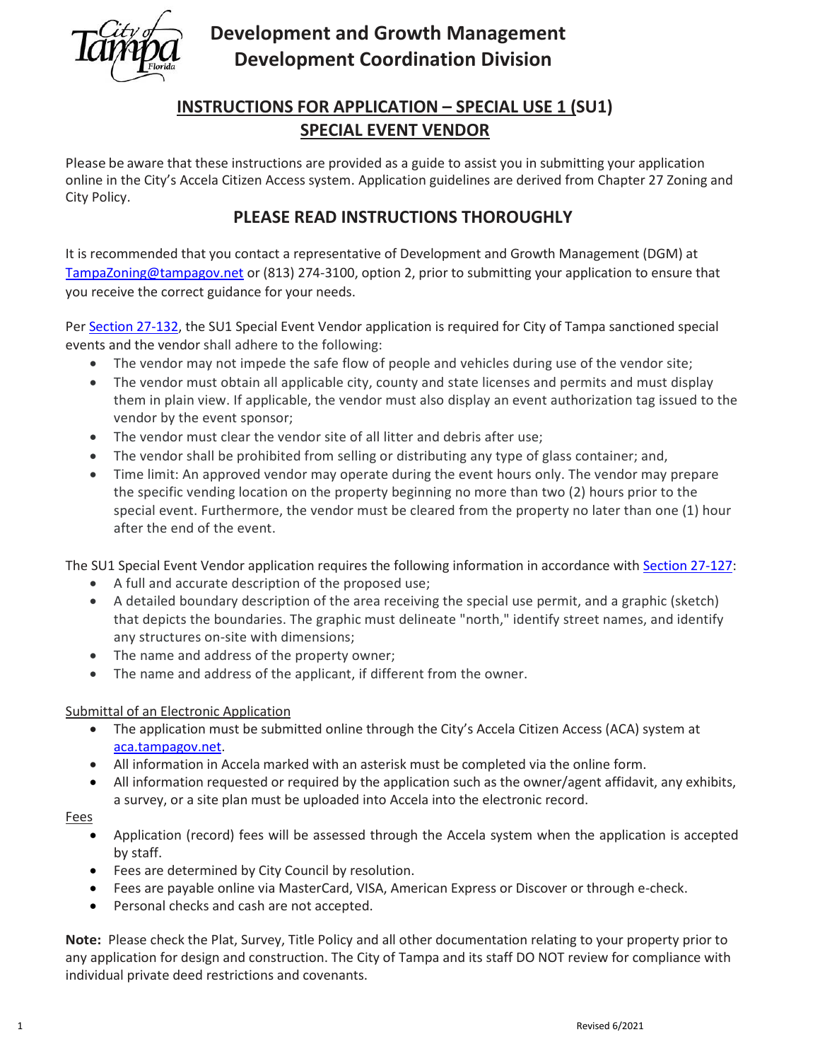# Development and Growth Management
# Development Coordination Division

## INSTRUCTIONS FOR APPLICATION – SPECIAL USE 1 (SU1) SPECIAL EVENT VENDOR

Please be aware that these instructions are provided as a guide to assist you in submitting your application online in the City's Accela Citizen Access system. Application guidelines are derived from Chapter 27 Zoning and City Policy.

## PLEASE READ INSTRUCTIONS THOROUGHLY

It is recommended that you contact a representative of Development and Growth Management (DGM) at TampaZoning@tampagov.net or (813) 274-3100, option 2, prior to submitting your application to ensure that you receive the correct guidance for your needs.

Per Section 27-132, the SU1 Special Event Vendor application is required for City of Tampa sanctioned special events and the vendor shall adhere to the following:

- The vendor may not impede the safe flow of people and vehicles during use of the vendor site;
- The vendor must obtain all applicable city, county and state licenses and permits and must display them in plain view. If applicable, the vendor must also display an event authorization tag issued to the vendor by the event sponsor;
- The vendor must clear the vendor site of all litter and debris after use;
- The vendor shall be prohibited from selling or distributing any type of glass container; and,
- Time limit: An approved vendor may operate during the event hours only. The vendor may prepare the specific vending location on the property beginning no more than two (2) hours prior to the special event. Furthermore, the vendor must be cleared from the property no later than one (1) hour after the end of the event.

The SU1 Special Event Vendor application requires the following information in accordance with Section 27-127:

- A full and accurate description of the proposed use;
- A detailed boundary description of the area receiving the special use permit, and a graphic (sketch) that depicts the boundaries. The graphic must delineate "north," identify street names, and identify any structures on-site with dimensions;
- The name and address of the property owner;
- The name and address of the applicant, if different from the owner.

Submittal of an Electronic Application

- The application must be submitted online through the City's Accela Citizen Access (ACA) system at aca.tampagov.net.
- All information in Accela marked with an asterisk must be completed via the online form.
- All information requested or required by the application such as the owner/agent affidavit, any exhibits, a survey, or a site plan must be uploaded into Accela into the electronic record.

Fees

- Application (record) fees will be assessed through the Accela system when the application is accepted by staff.
- Fees are determined by City Council by resolution.
- Fees are payable online via MasterCard, VISA, American Express or Discover or through e-check.
- Personal checks and cash are not accepted.

**Note:** Please check the Plat, Survey, Title Policy and all other documentation relating to your property prior to any application for design and construction. The City of Tampa and its staff DO NOT review for compliance with individual private deed restrictions and covenants.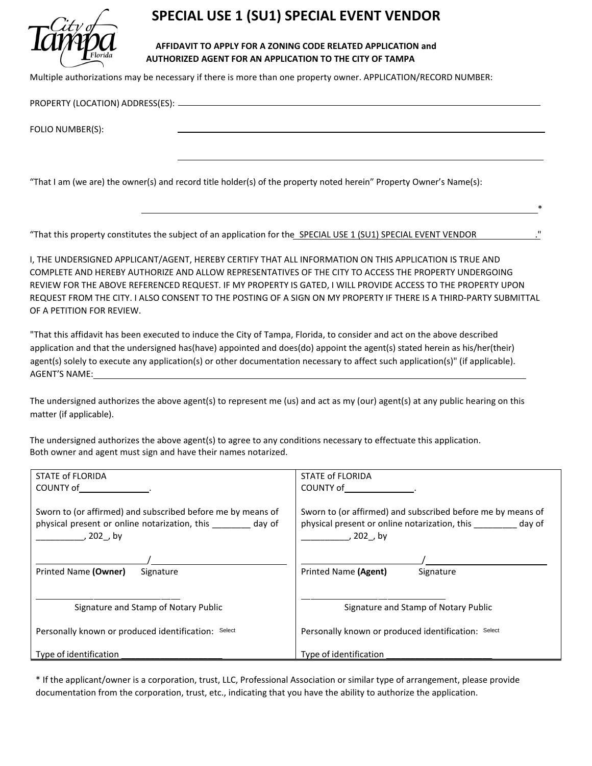# SPECIAL USE 1 (SU1) SPECIAL EVENT VENDOR

**AFFIDAVIT TO APPLY FOR A ZONING CODE RELATED APPLICATION and AUTHORIZED AGENT FOR AN APPLICATION TO THE CITY OF TAMPA**

Multiple authorizations may be necessary if there is more than one property owner. APPLICATION/RECORD NUMBER:

PROPERTY (LOCATION) ADDRESS(ES): ______________________________________________

FOLIO NUMBER(S): ______________________________________________

______________________________________________

"That I am (we are) the owner(s) and record title holder(s) of the property noted herein" Property Owner's Name(s):

______________________________________________*

"That this property constitutes the subject of an application for the SPECIAL USE 1 (SU1) SPECIAL EVENT VENDOR ."

I, THE UNDERSIGNED APPLICANT/AGENT, HEREBY CERTIFY THAT ALL INFORMATION ON THIS APPLICATION IS TRUE AND COMPLETE AND HEREBY AUTHORIZE AND ALLOW REPRESENTATIVES OF THE CITY TO ACCESS THE PROPERTY UNDERGOING REVIEW FOR THE ABOVE REFERENCED REQUEST. IF MY PROPERTY IS GATED, I WILL PROVIDE ACCESS TO THE PROPERTY UPON REQUEST FROM THE CITY. I ALSO CONSENT TO THE POSTING OF A SIGN ON MY PROPERTY IF THERE IS A THIRD-PARTY SUBMITTAL OF A PETITION FOR REVIEW.

"That this affidavit has been executed to induce the City of Tampa, Florida, to consider and act on the above described application and that the undersigned has(have) appointed and does(do) appoint the agent(s) stated herein as his/her(their) agent(s) solely to execute any application(s) or other documentation necessary to affect such application(s)" (if applicable). AGENT'S NAME: ______________________________________________

The undersigned authorizes the above agent(s) to represent me (us) and act as my (our) agent(s) at any public hearing on this matter (if applicable).

The undersigned authorizes the above agent(s) to agree to any conditions necessary to effectuate this application.
Both owner and agent must sign and have their names notarized.

| | |
|---|---|
| STATE of FLORIDA<br>COUNTY of______________. | STATE of FLORIDA<br>COUNTY of______________. |
| Sworn to (or affirmed) and subscribed before me by means of physical present or online notarization, this ________ day of __________, 202_, by | Sworn to (or affirmed) and subscribed before me by means of physical present or online notarization, this _________ day of __________, 202_, by |
| ______________________/______________________<br>Printed Name **(Owner)** Signature | ______________________/______________________<br>Printed Name **(Agent)** Signature |
| ______________________<br>Signature and Stamp of Notary Public | ______________________<br>Signature and Stamp of Notary Public |
| Personally known or produced identification: Select | Personally known or produced identification: Select |
| Type of identification ______________________ | Type of identification ______________________ |

* If the applicant/owner is a corporation, trust, LLC, Professional Association or similar type of arrangement, please provide documentation from the corporation, trust, etc., indicating that you have the ability to authorize the application.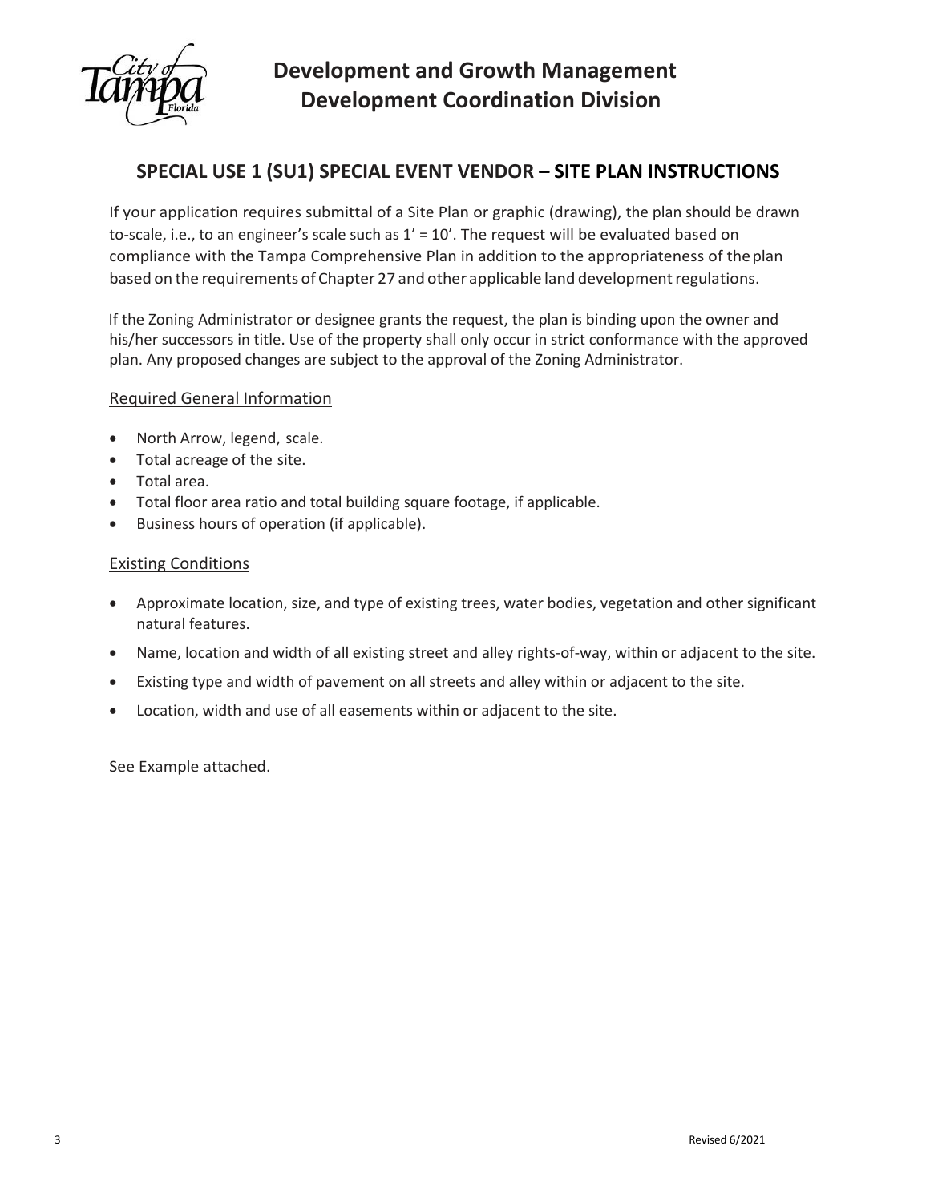# Development and Growth Management
# Development Coordination Division

## SPECIAL USE 1 (SU1) SPECIAL EVENT VENDOR – SITE PLAN INSTRUCTIONS

If your application requires submittal of a Site Plan or graphic (drawing), the plan should be drawn to-scale, i.e., to an engineer's scale such as 1' = 10'. The request will be evaluated based on compliance with the Tampa Comprehensive Plan in addition to the appropriateness of the plan based on the requirements of Chapter 27 and other applicable land development regulations.

If the Zoning Administrator or designee grants the request, the plan is binding upon the owner and his/her successors in title. Use of the property shall only occur in strict conformance with the approved plan. Any proposed changes are subject to the approval of the Zoning Administrator.

### Required General Information

- North Arrow, legend, scale.
- Total acreage of the site.
- Total area.
- Total floor area ratio and total building square footage, if applicable.
- Business hours of operation (if applicable).

### Existing Conditions

- Approximate location, size, and type of existing trees, water bodies, vegetation and other significant natural features.
- Name, location and width of all existing street and alley rights-of-way, within or adjacent to the site.
- Existing type and width of pavement on all streets and alley within or adjacent to the site.
- Location, width and use of all easements within or adjacent to the site.

See Example attached.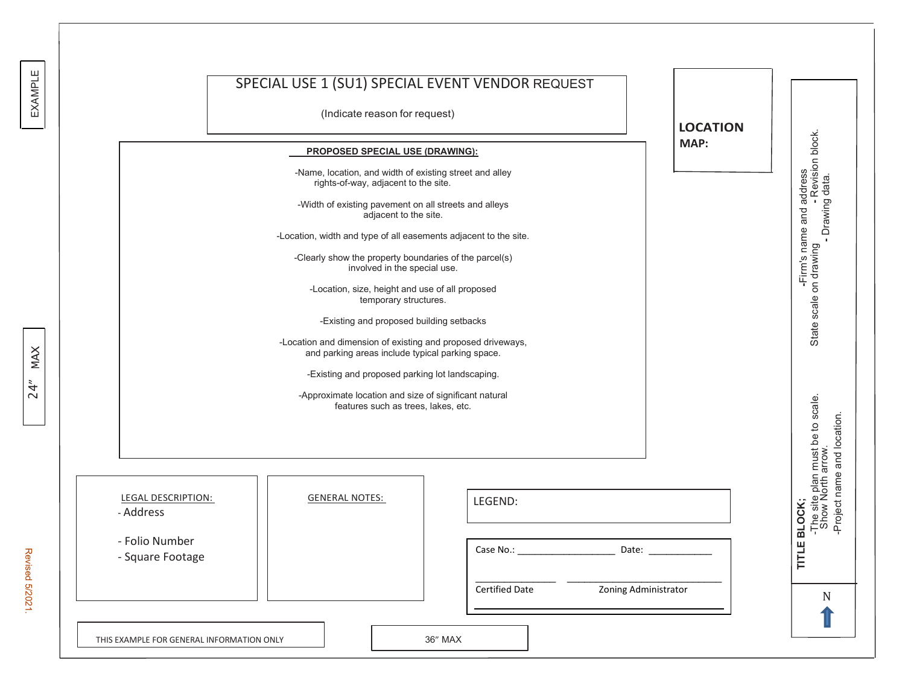EXAMPLE

24" MAX

# SPECIAL USE 1 (SU1) SPECIAL EVENT VENDOR REQUEST

(Indicate reason for request)

**PROPOSED SPECIAL USE (DRAWING):**

-Name, location, and width of existing street and alley rights-of-way, adjacent to the site.

-Width of existing pavement on all streets and alleys adjacent to the site.

-Location, width and type of all easements adjacent to the site.

-Clearly show the property boundaries of the parcel(s) involved in the special use.

-Location, size, height and use of all proposed temporary structures.

-Existing and proposed building setbacks

-Location and dimension of existing and proposed driveways, and parking areas include typical parking space.

-Existing and proposed parking lot landscaping.

-Approximate location and size of significant natural features such as trees, lakes, etc.

**LOCATION MAP:**

**TITLE BLOCK;**

-The site plan must be to scale.
Show North arrow.
-Project name and location.
-Firm's name and address
State scale on drawing
- Revision block.
- Drawing data.

N

LEGAL DESCRIPTION:

- Address
- Folio Number
- Square Footage

GENERAL NOTES:

LEGEND:

Case No.: ___________________ Date: ____________

_______________ ______________________________
Certified Date Zoning Administrator

THIS EXAMPLE FOR GENERAL INFORMATION ONLY

36" MAX

Revised 5/2021.